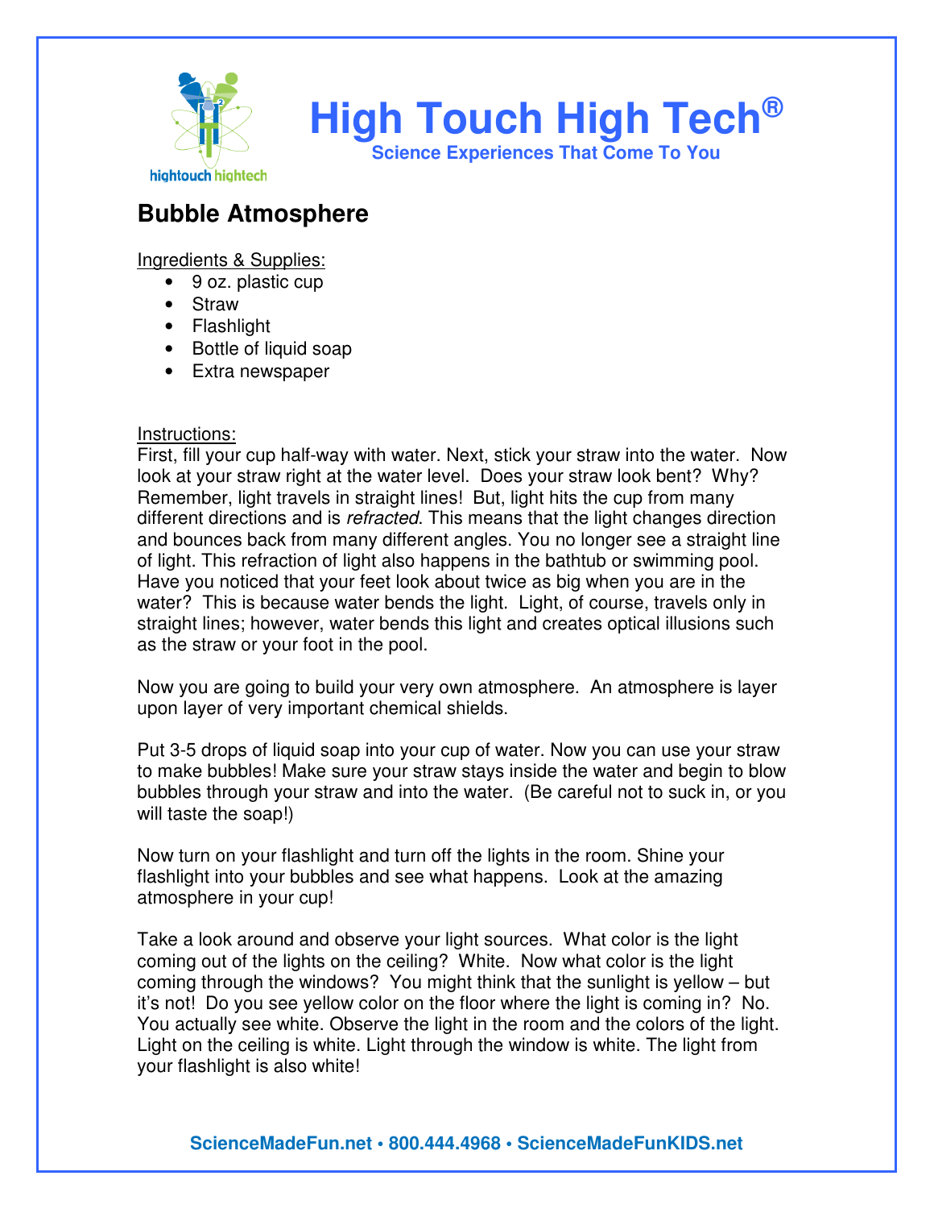# High Touch High Tech®

**Science Experiences That Come To You**

## Bubble Atmosphere

Ingredients & Supplies:

- 9 oz. plastic cup
- Straw
- Flashlight
- Bottle of liquid soap
- Extra newspaper

Instructions:

First, fill your cup half-way with water. Next, stick your straw into the water. Now look at your straw right at the water level. Does your straw look bent? Why? Remember, light travels in straight lines! But, light hits the cup from many different directions and is *refracted*. This means that the light changes direction and bounces back from many different angles. You no longer see a straight line of light. This refraction of light also happens in the bathtub or swimming pool. Have you noticed that your feet look about twice as big when you are in the water? This is because water bends the light. Light, of course, travels only in straight lines; however, water bends this light and creates optical illusions such as the straw or your foot in the pool.

Now you are going to build your very own atmosphere. An atmosphere is layer upon layer of very important chemical shields.

Put 3-5 drops of liquid soap into your cup of water. Now you can use your straw to make bubbles! Make sure your straw stays inside the water and begin to blow bubbles through your straw and into the water. (Be careful not to suck in, or you will taste the soap!)

Now turn on your flashlight and turn off the lights in the room. Shine your flashlight into your bubbles and see what happens. Look at the amazing atmosphere in your cup!

Take a look around and observe your light sources. What color is the light coming out of the lights on the ceiling? White. Now what color is the light coming through the windows? You might think that the sunlight is yellow – but it's not! Do you see yellow color on the floor where the light is coming in? No. You actually see white. Observe the light in the room and the colors of the light. Light on the ceiling is white. Light through the window is white. The light from your flashlight is also white!

**ScienceMadeFun.net • 800.444.4968 • ScienceMadeFunKIDS.net**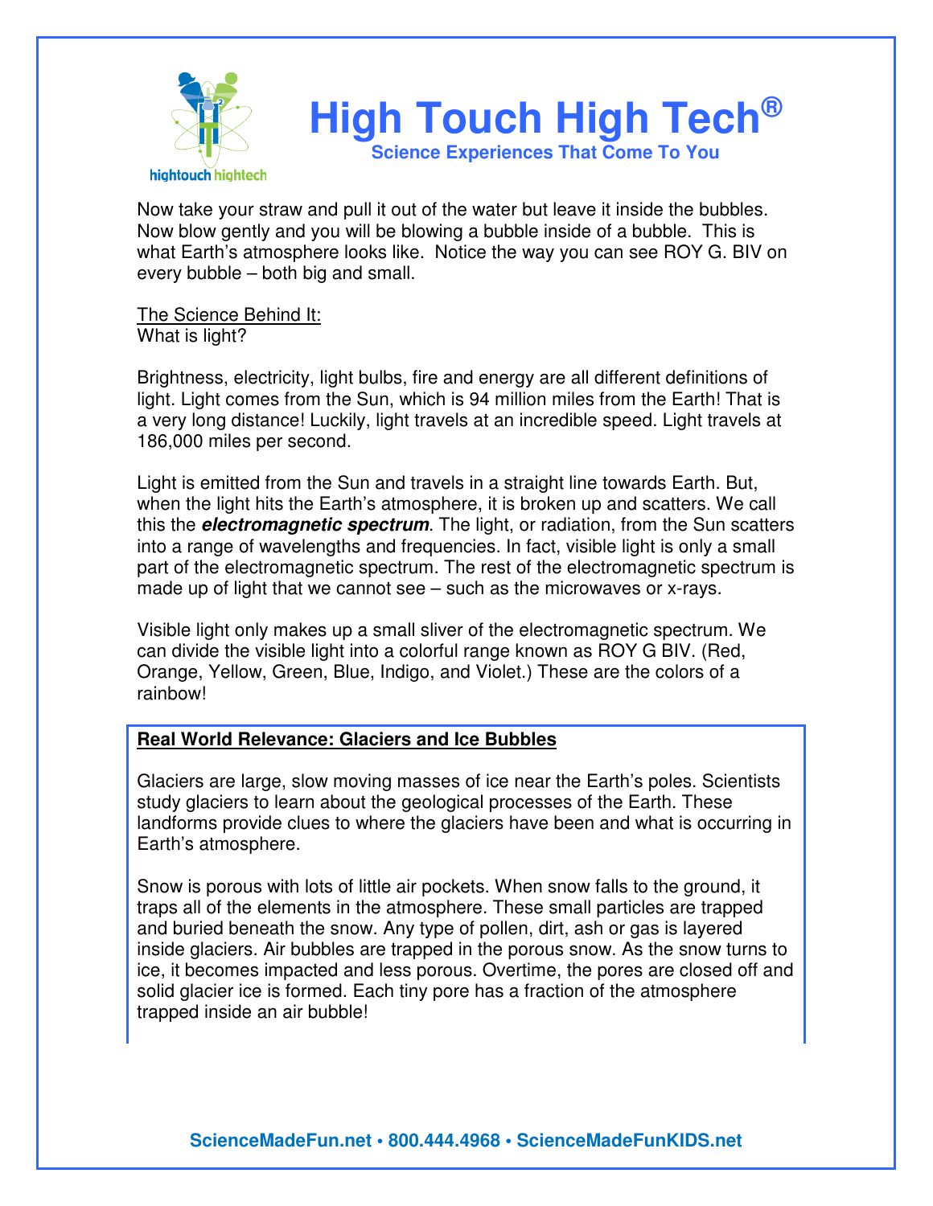Now take your straw and pull it out of the water but leave it inside the bubbles. Now blow gently and you will be blowing a bubble inside of a bubble. This is what Earth's atmosphere looks like. Notice the way you can see ROY G. BIV on every bubble – both big and small.

<u>The Science Behind It:</u>
What is light?

Brightness, electricity, light bulbs, fire and energy are all different definitions of light. Light comes from the Sun, which is 94 million miles from the Earth! That is a very long distance! Luckily, light travels at an incredible speed. Light travels at 186,000 miles per second.

Light is emitted from the Sun and travels in a straight line towards Earth. But, when the light hits the Earth's atmosphere, it is broken up and scatters. We call this the ***electromagnetic spectrum***. The light, or radiation, from the Sun scatters into a range of wavelengths and frequencies. In fact, visible light is only a small part of the electromagnetic spectrum. The rest of the electromagnetic spectrum is made up of light that we cannot see – such as the microwaves or x-rays.

Visible light only makes up a small sliver of the electromagnetic spectrum. We can divide the visible light into a colorful range known as ROY G BIV. (Red, Orange, Yellow, Green, Blue, Indigo, and Violet.) These are the colors of a rainbow!

**<u>Real World Relevance: Glaciers and Ice Bubbles</u>**

Glaciers are large, slow moving masses of ice near the Earth's poles. Scientists study glaciers to learn about the geological processes of the Earth. These landforms provide clues to where the glaciers have been and what is occurring in Earth's atmosphere.

Snow is porous with lots of little air pockets. When snow falls to the ground, it traps all of the elements in the atmosphere. These small particles are trapped and buried beneath the snow. Any type of pollen, dirt, ash or gas is layered inside glaciers. Air bubbles are trapped in the porous snow. As the snow turns to ice, it becomes impacted and less porous. Overtime, the pores are closed off and solid glacier ice is formed. Each tiny pore has a fraction of the atmosphere trapped inside an air bubble!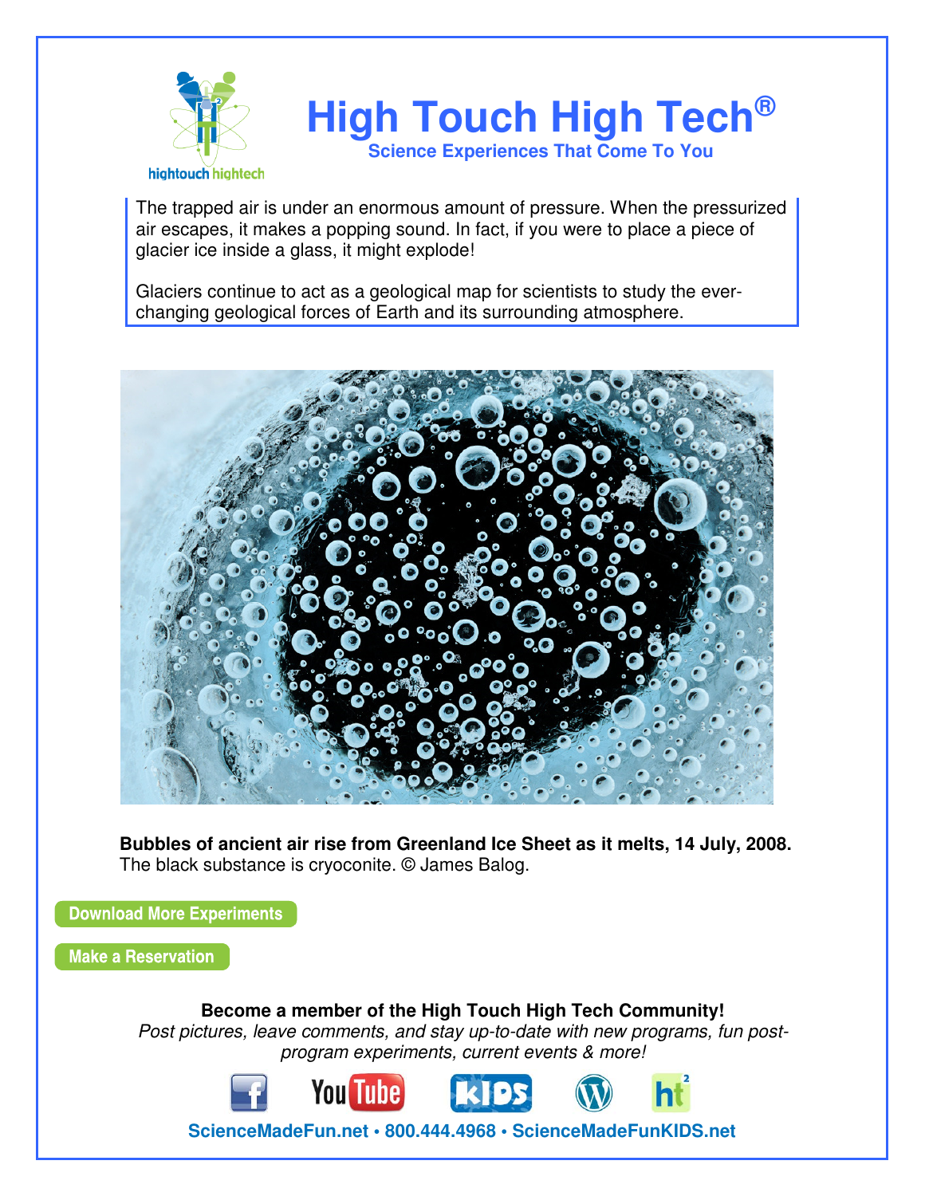# High Touch High Tech®

**Science Experiences That Come To You**

The trapped air is under an enormous amount of pressure. When the pressurized air escapes, it makes a popping sound. In fact, if you were to place a piece of glacier ice inside a glass, it might explode!

Glaciers continue to act as a geological map for scientists to study the ever-changing geological forces of Earth and its surrounding atmosphere.

**Bubbles of ancient air rise from Greenland Ice Sheet as it melts, 14 July, 2008.** The black substance is cryoconite. © James Balog.

Download More Experiments

Make a Reservation

**Become a member of the High Touch High Tech Community!**

*Post pictures, leave comments, and stay up-to-date with new programs, fun post-program experiments, current events & more!*

ScienceMadeFun.net • 800.444.4968 • ScienceMadeFunKIDS.net